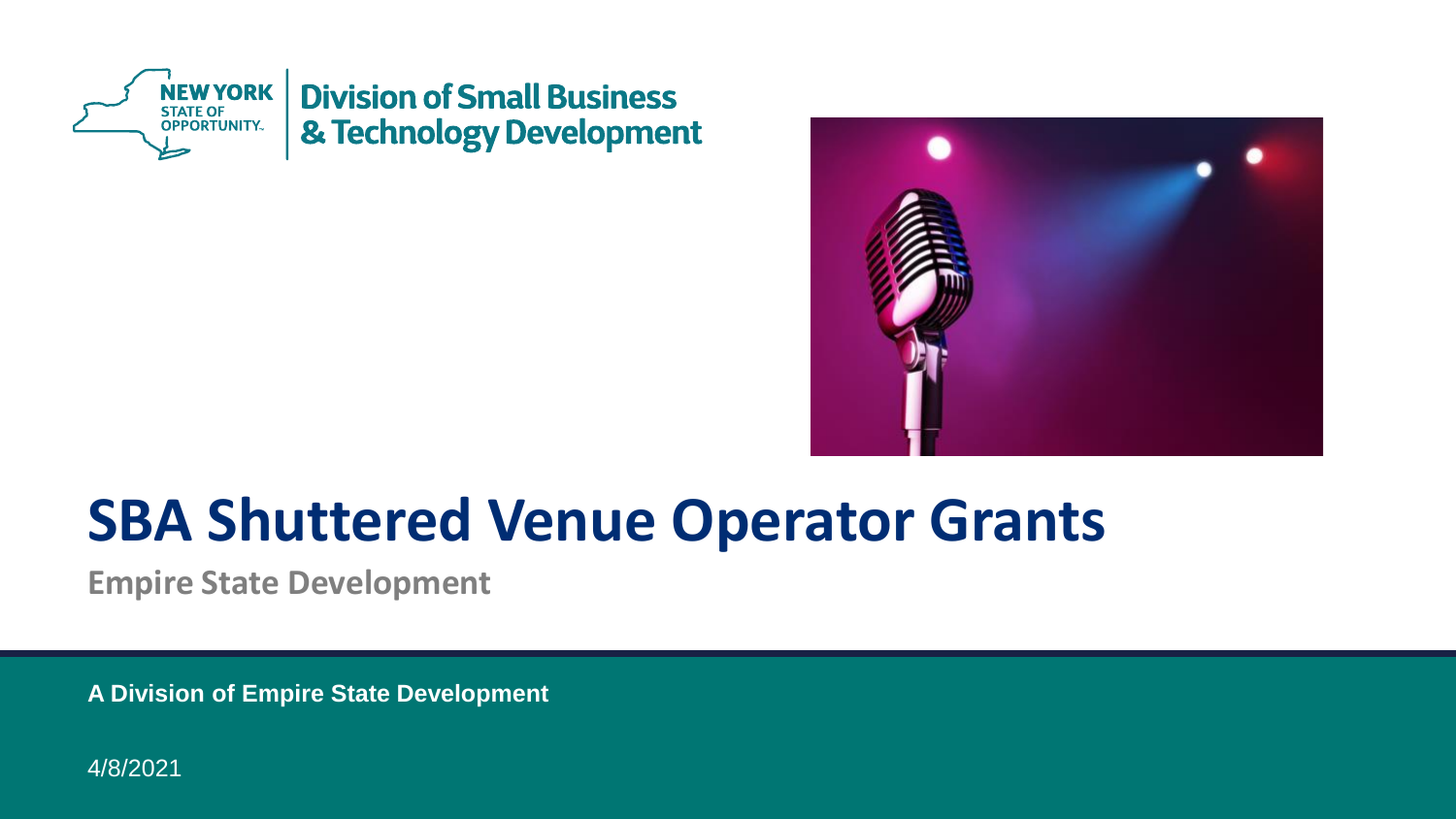NEW YORK STATE OF OPPORTUNITY. | Division of Small Business & Technology Development

# SBA Shuttered Venue Operator Grants

**Empire State Development**

**A Division of Empire State Development**

4/8/2021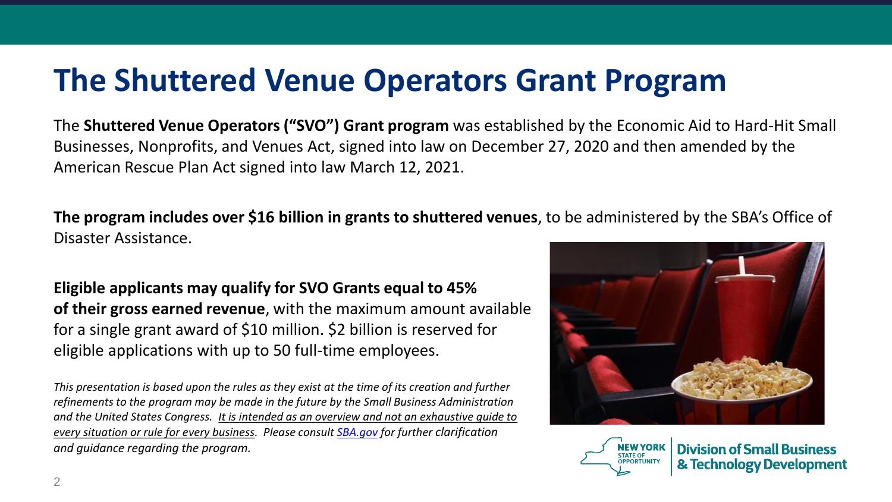# The Shuttered Venue Operators Grant Program

The **Shuttered Venue Operators ("SVO") Grant program** was established by the Economic Aid to Hard-Hit Small Businesses, Nonprofits, and Venues Act, signed into law on December 27, 2020 and then amended by the American Rescue Plan Act signed into law March 12, 2021.

**The program includes over $16 billion in grants to shuttered venues**, to be administered by the SBA's Office of Disaster Assistance.

**Eligible applicants may qualify for SVO Grants equal to 45% of their gross earned revenue**, with the maximum amount available for a single grant award of $10 million. $2 billion is reserved for eligible applications with up to 50 full-time employees.

*This presentation is based upon the rules as they exist at the time of its creation and further refinements to the program may be made in the future by the Small Business Administration and the United States Congress. It is intended as an overview and not an exhaustive guide to every situation or rule for every business. Please consult [SBA.gov](https://www.sba.gov) for further clarification and guidance regarding the program.*

NEW YORK STATE OF OPPORTUNITY. | Division of Small Business & Technology Development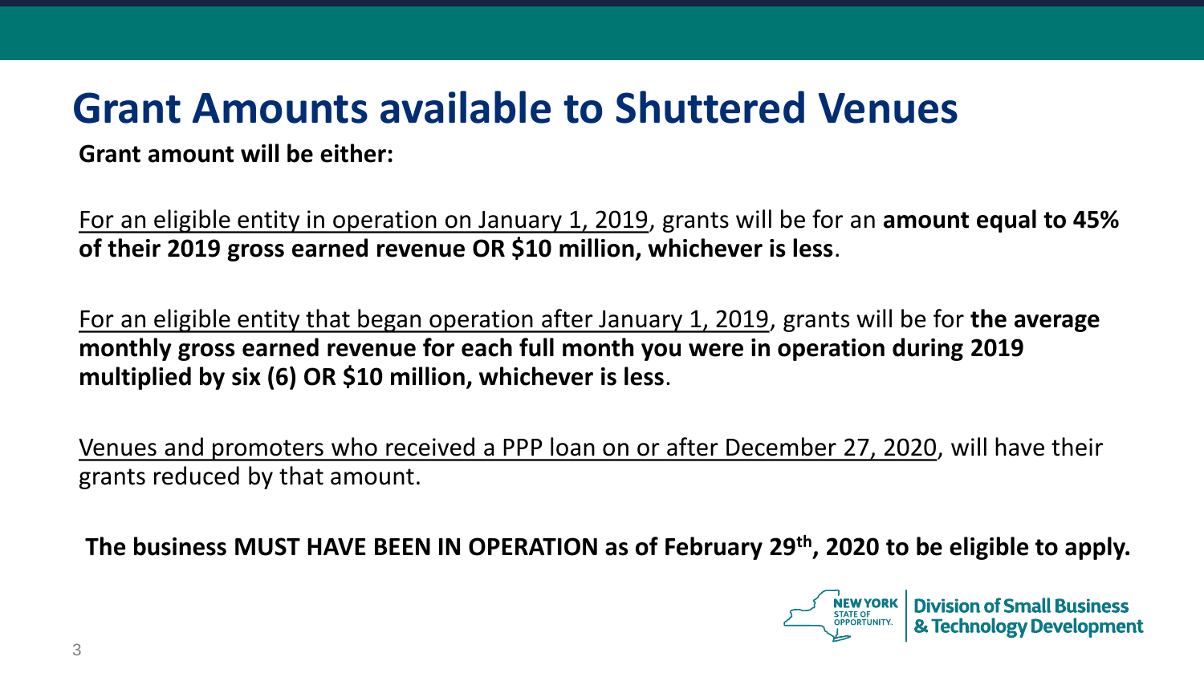# Grant Amounts available to Shuttered Venues

**Grant amount will be either:**

For an eligible entity in operation on January 1, 2019, grants will be for an **amount equal to 45% of their 2019 gross earned revenue OR $10 million, whichever is less**.

For an eligible entity that began operation after January 1, 2019, grants will be for **the average monthly gross earned revenue for each full month you were in operation during 2019 multiplied by six (6) OR $10 million, whichever is less**.

Venues and promoters who received a PPP loan on or after December 27, 2020, will have their grants reduced by that amount.

**The business MUST HAVE BEEN IN OPERATION as of February 29th, 2020 to be eligible to apply.**

NEW YORK STATE OF OPPORTUNITY. | Division of Small Business & Technology Development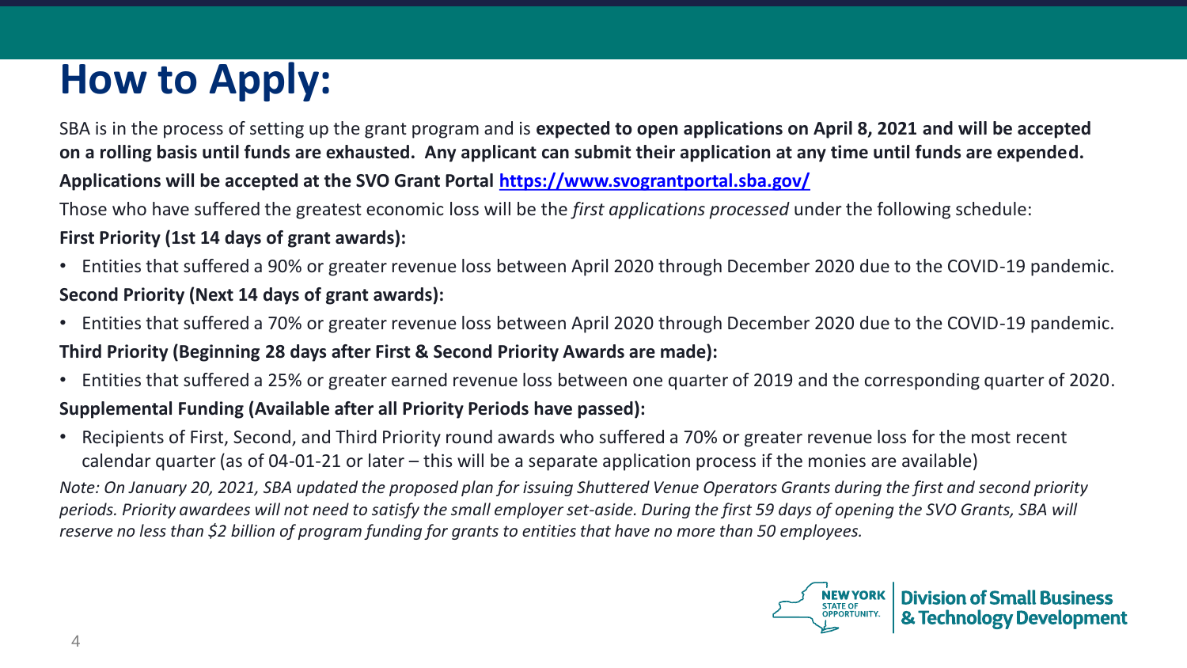# How to Apply:

SBA is in the process of setting up the grant program and is **expected to open applications on April 8, 2021 and will be accepted on a rolling basis until funds are exhausted. Any applicant can submit their application at any time until funds are expended.**

**Applications will be accepted at the SVO Grant Portal [https://www.svograntportal.sba.gov/](https://www.svograntportal.sba.gov/)**

Those who have suffered the greatest economic loss will be the *first applications processed* under the following schedule:

**First Priority (1st 14 days of grant awards):**

- Entities that suffered a 90% or greater revenue loss between April 2020 through December 2020 due to the COVID-19 pandemic.

**Second Priority (Next 14 days of grant awards):**

- Entities that suffered a 70% or greater revenue loss between April 2020 through December 2020 due to the COVID-19 pandemic.

**Third Priority (Beginning 28 days after First & Second Priority Awards are made):**

- Entities that suffered a 25% or greater earned revenue loss between one quarter of 2019 and the corresponding quarter of 2020.

**Supplemental Funding (Available after all Priority Periods have passed):**

- Recipients of First, Second, and Third Priority round awards who suffered a 70% or greater revenue loss for the most recent calendar quarter (as of 04-01-21 or later – this will be a separate application process if the monies are available)

*Note: On January 20, 2021, SBA updated the proposed plan for issuing Shuttered Venue Operators Grants during the first and second priority periods. Priority awardees will not need to satisfy the small employer set-aside. During the first 59 days of opening the SVO Grants, SBA will reserve no less than $2 billion of program funding for grants to entities that have no more than 50 employees.*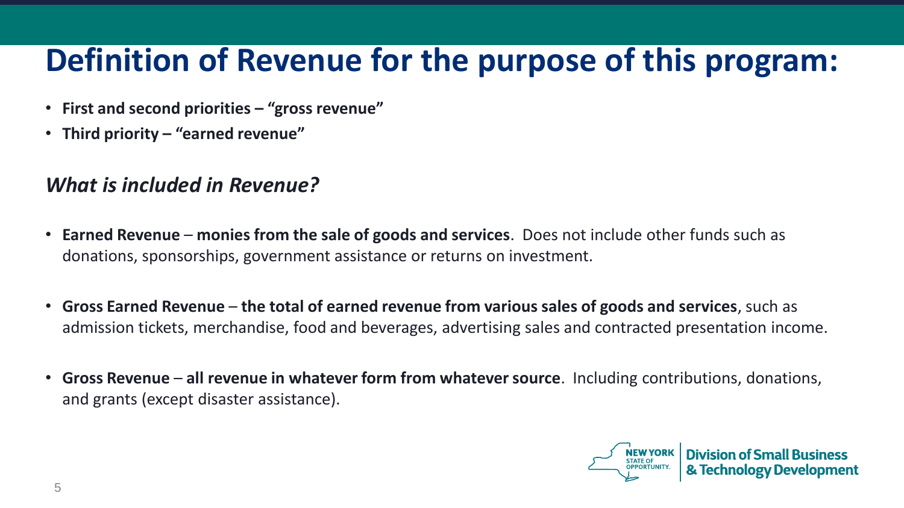# Definition of Revenue for the purpose of this program:

- **First and second priorities – "gross revenue"**
- **Third priority – "earned revenue"**

### *What is included in Revenue?*

- **Earned Revenue** – **monies from the sale of goods and services**. Does not include other funds such as donations, sponsorships, government assistance or returns on investment.
- **Gross Earned Revenue** – **the total of earned revenue from various sales of goods and services**, such as admission tickets, merchandise, food and beverages, advertising sales and contracted presentation income.
- **Gross Revenue** – **all revenue in whatever form from whatever source**. Including contributions, donations, and grants (except disaster assistance).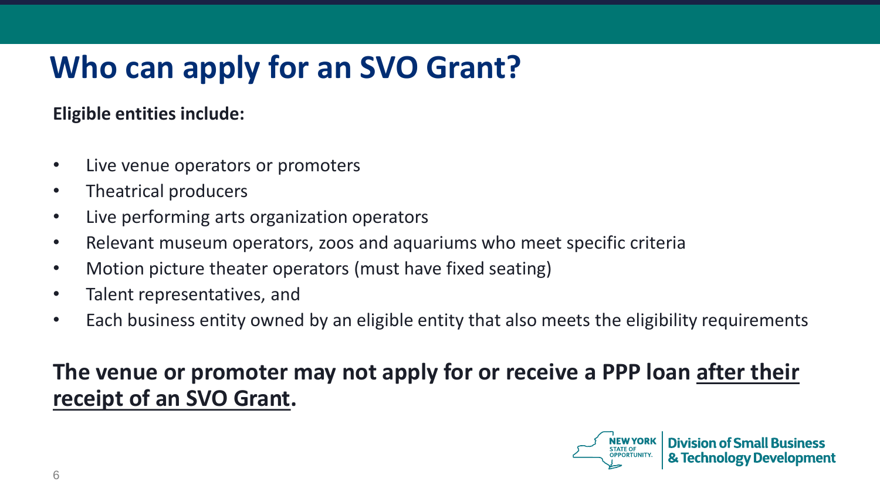# Who can apply for an SVO Grant?

**Eligible entities include:**

- Live venue operators or promoters
- Theatrical producers
- Live performing arts organization operators
- Relevant museum operators, zoos and aquariums who meet specific criteria
- Motion picture theater operators (must have fixed seating)
- Talent representatives, and
- Each business entity owned by an eligible entity that also meets the eligibility requirements

**The venue or promoter may not apply for or receive a PPP loan <u>after their receipt of an SVO Grant</u>.**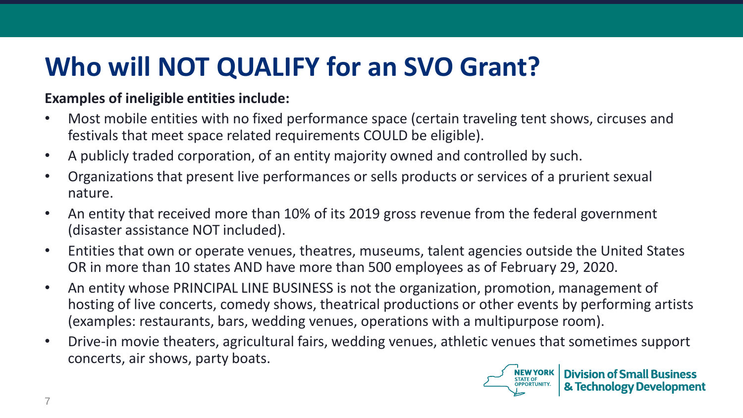# Who will NOT QUALIFY for an SVO Grant?

**Examples of ineligible entities include:**

- Most mobile entities with no fixed performance space (certain traveling tent shows, circuses and festivals that meet space related requirements COULD be eligible).
- A publicly traded corporation, of an entity majority owned and controlled by such.
- Organizations that present live performances or sells products or services of a prurient sexual nature.
- An entity that received more than 10% of its 2019 gross revenue from the federal government (disaster assistance NOT included).
- Entities that own or operate venues, theatres, museums, talent agencies outside the United States OR in more than 10 states AND have more than 500 employees as of February 29, 2020.
- An entity whose PRINCIPAL LINE BUSINESS is not the organization, promotion, management of hosting of live concerts, comedy shows, theatrical productions or other events by performing artists (examples: restaurants, bars, wedding venues, operations with a multipurpose room).
- Drive-in movie theaters, agricultural fairs, wedding venues, athletic venues that sometimes support concerts, air shows, party boats.

NEW YORK STATE OF OPPORTUNITY. | Division of Small Business & Technology Development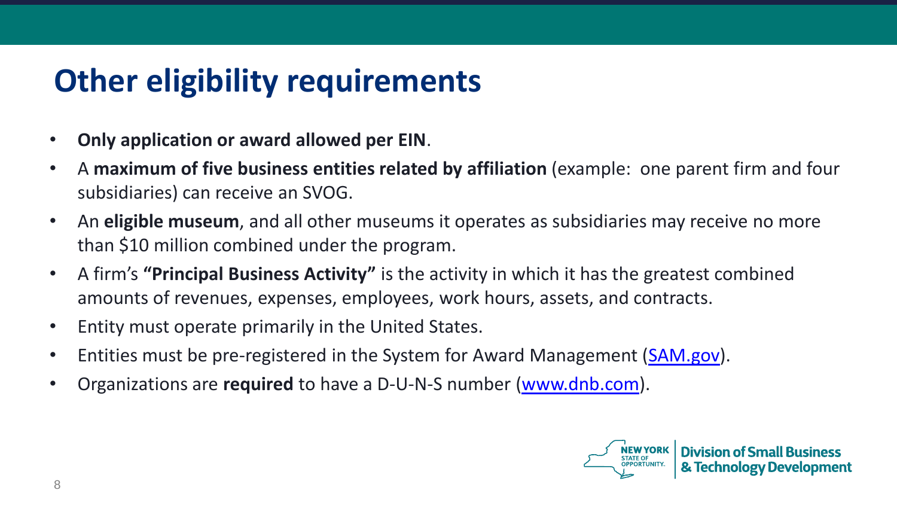# Other eligibility requirements

- **Only application or award allowed per EIN**.
- A **maximum of five business entities related by affiliation** (example: one parent firm and four subsidiaries) can receive an SVOG.
- An **eligible museum**, and all other museums it operates as subsidiaries may receive no more than $10 million combined under the program.
- A firm's **"Principal Business Activity"** is the activity in which it has the greatest combined amounts of revenues, expenses, employees, work hours, assets, and contracts.
- Entity must operate primarily in the United States.
- Entities must be pre-registered in the System for Award Management (SAM.gov).
- Organizations are **required** to have a D-U-N-S number (www.dnb.com).

NEW YORK STATE OF OPPORTUNITY. | Division of Small Business & Technology Development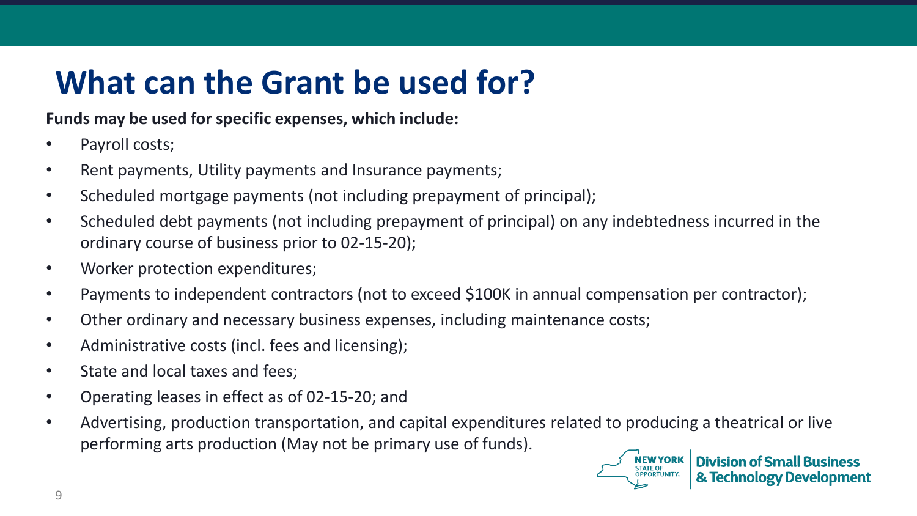# What can the Grant be used for?

**Funds may be used for specific expenses, which include:**

- Payroll costs;
- Rent payments, Utility payments and Insurance payments;
- Scheduled mortgage payments (not including prepayment of principal);
- Scheduled debt payments (not including prepayment of principal) on any indebtedness incurred in the ordinary course of business prior to 02-15-20);
- Worker protection expenditures;
- Payments to independent contractors (not to exceed $100K in annual compensation per contractor);
- Other ordinary and necessary business expenses, including maintenance costs;
- Administrative costs (incl. fees and licensing);
- State and local taxes and fees;
- Operating leases in effect as of 02-15-20; and
- Advertising, production transportation, and capital expenditures related to producing a theatrical or live performing arts production (May not be primary use of funds).

NEW YORK STATE OF OPPORTUNITY. Division of Small Business & Technology Development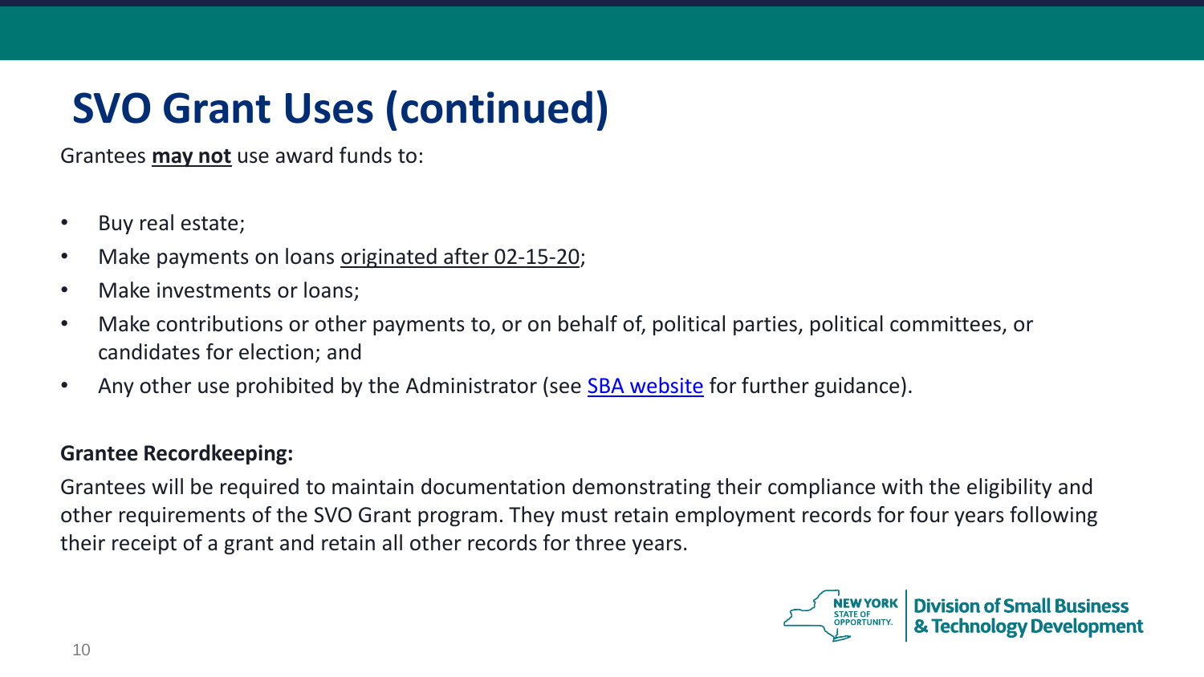# SVO Grant Uses (continued)

Grantees **may not** use award funds to:

- Buy real estate;
- Make payments on loans originated after 02-15-20;
- Make investments or loans;
- Make contributions or other payments to, or on behalf of, political parties, political committees, or candidates for election; and
- Any other use prohibited by the Administrator (see SBA website for further guidance).

**Grantee Recordkeeping:**

Grantees will be required to maintain documentation demonstrating their compliance with the eligibility and other requirements of the SVO Grant program. They must retain employment records for four years following their receipt of a grant and retain all other records for three years.

NEW YORK STATE OF OPPORTUNITY. Division of Small Business & Technology Development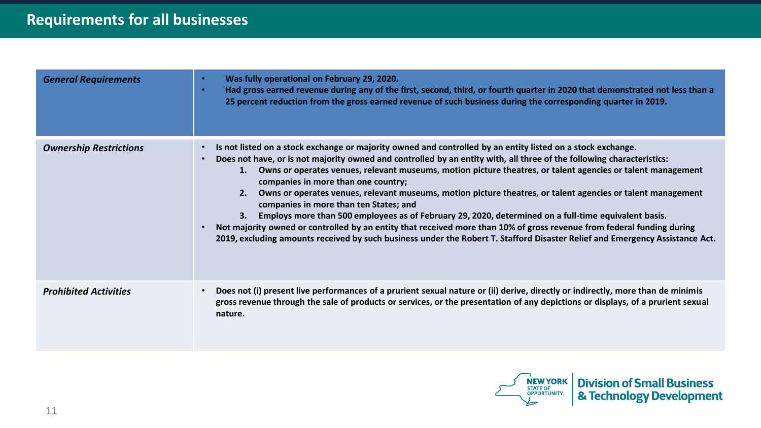## Requirements for all businesses

| | |
|---|---|
| ***General Requirements*** | • **Was fully operational on February 29, 2020.**<br>• **Had gross earned revenue during any of the first, second, third, or fourth quarter in 2020 that demonstrated not less than a 25 percent reduction from the gross earned revenue of such business during the corresponding quarter in 2019.** |
| ***Ownership Restrictions*** | • **Is not listed on a stock exchange or majority owned and controlled by an entity listed on a stock exchange.**<br>• **Does not have, or is not majority owned and controlled by an entity with, all three of the following characteristics:**<br>**1. Owns or operates venues, relevant museums, motion picture theatres, or talent agencies or talent management companies in more than one country;**<br>**2. Owns or operates venues, relevant museums, motion picture theatres, or talent agencies or talent management companies in more than ten States; and**<br>**3. Employs more than 500 employees as of February 29, 2020, determined on a full-time equivalent basis.**<br>• **Not majority owned or controlled by an entity that received more than 10% of gross revenue from federal funding during 2019, excluding amounts received by such business under the Robert T. Stafford Disaster Relief and Emergency Assistance Act.** |
| ***Prohibited Activities*** | • **Does not (i) present live performances of a prurient sexual nature or (ii) derive, directly or indirectly, more than de minimis gross revenue through the sale of products or services, or the presentation of any depictions or displays, of a prurient sexual nature.** |

NEW YORK STATE OF OPPORTUNITY. | Division of Small Business & Technology Development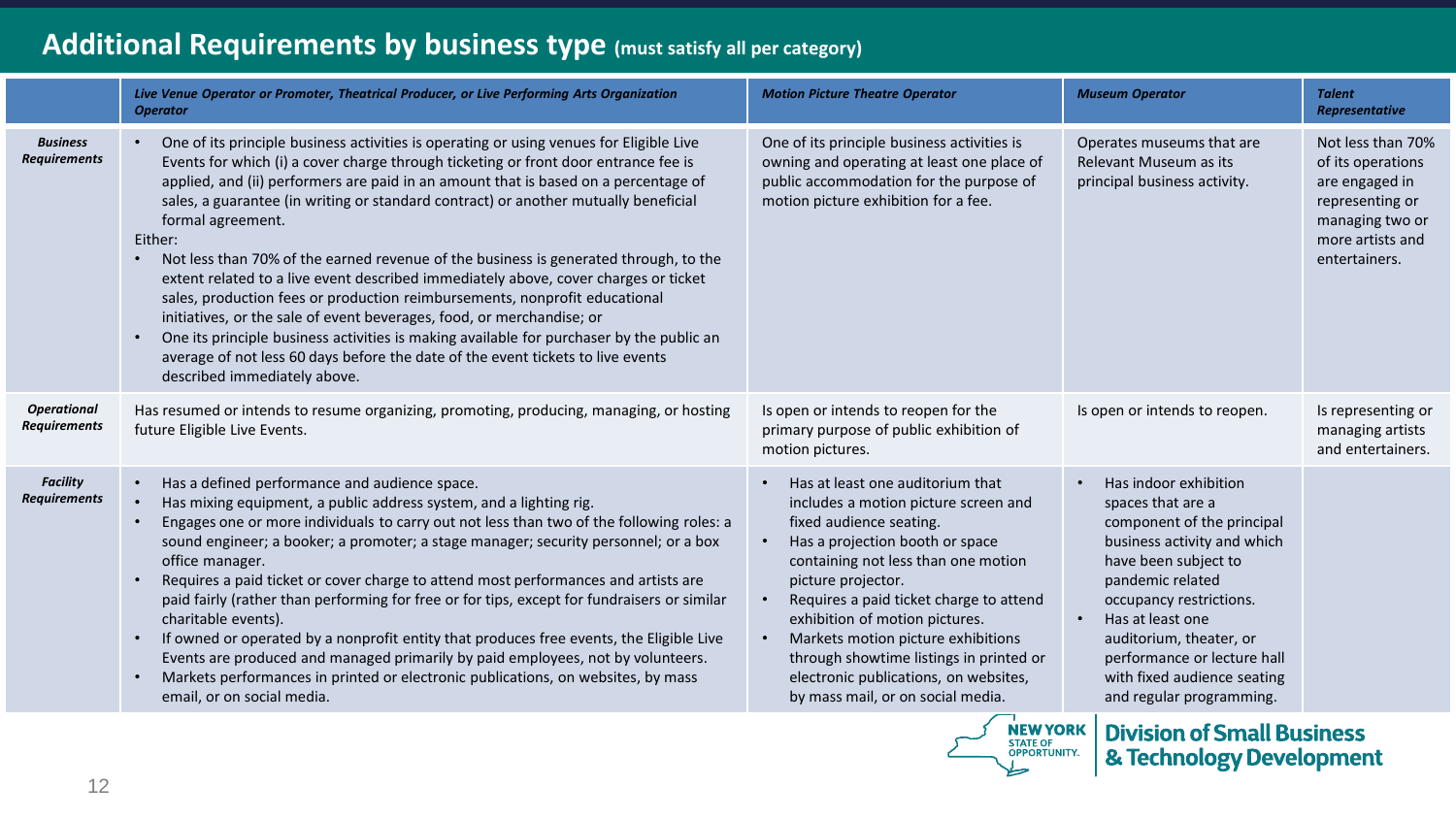# Additional Requirements by business type (must satisfy all per category)

| | *Live Venue Operator or Promoter, Theatrical Producer, or Live Performing Arts Organization Operator* | *Motion Picture Theatre Operator* | *Museum Operator* | *Talent Representative* |
|---|---|---|---|---|
| ***Business Requirements*** | • One of its principle business activities is operating or using venues for Eligible Live Events for which (i) a cover charge through ticketing or front door entrance fee is applied, and (ii) performers are paid in an amount that is based on a percentage of sales, a guarantee (in writing or standard contract) or another mutually beneficial formal agreement.<br>Either:<br>• Not less than 70% of the earned revenue of the business is generated through, to the extent related to a live event described immediately above, cover charges or ticket sales, production fees or production reimbursements, nonprofit educational initiatives, or the sale of event beverages, food, or merchandise; or<br>• One its principle business activities is making available for purchaser by the public an average of not less 60 days before the date of the event tickets to live events described immediately above. | One of its principle business activities is owning and operating at least one place of public accommodation for the purpose of motion picture exhibition for a fee. | Operates museums that are Relevant Museum as its principal business activity. | Not less than 70% of its operations are engaged in representing or managing two or more artists and entertainers. |
| ***Operational Requirements*** | Has resumed or intends to resume organizing, promoting, producing, managing, or hosting future Eligible Live Events. | Is open or intends to reopen for the primary purpose of public exhibition of motion pictures. | Is open or intends to reopen. | Is representing or managing artists and entertainers. |
| ***Facility Requirements*** | • Has a defined performance and audience space.<br>• Has mixing equipment, a public address system, and a lighting rig.<br>• Engages one or more individuals to carry out not less than two of the following roles: a sound engineer; a booker; a promoter; a stage manager; security personnel; or a box office manager.<br>• Requires a paid ticket or cover charge to attend most performances and artists are paid fairly (rather than performing for free or for tips, except for fundraisers or similar charitable events).<br>• If owned or operated by a nonprofit entity that produces free events, the Eligible Live Events are produced and managed primarily by paid employees, not by volunteers.<br>• Markets performances in printed or electronic publications, on websites, by mass email, or on social media. | • Has at least one auditorium that includes a motion picture screen and fixed audience seating.<br>• Has a projection booth or space containing not less than one motion picture projector.<br>• Requires a paid ticket charge to attend exhibition of motion pictures.<br>• Markets motion picture exhibitions through showtime listings in printed or electronic publications, on websites, by mass mail, or on social media. | • Has indoor exhibition spaces that are a component of the principal business activity and which have been subject to pandemic related occupancy restrictions.<br>• Has at least one auditorium, theater, or performance or lecture hall with fixed audience seating and regular programming. | |

NEW YORK STATE OF OPPORTUNITY. | Division of Small Business & Technology Development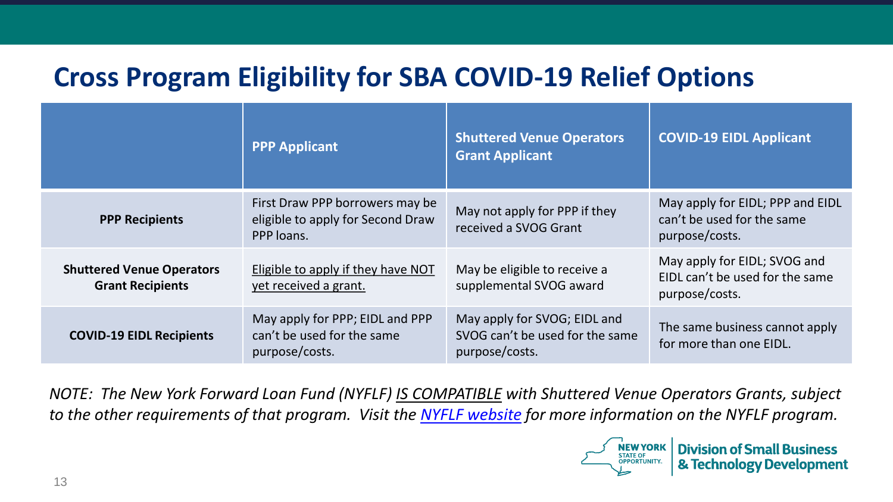# Cross Program Eligibility for SBA COVID-19 Relief Options

| | PPP Applicant | Shuttered Venue Operators Grant Applicant | COVID-19 EIDL Applicant |
|---|---|---|---|
| **PPP Recipients** | First Draw PPP borrowers may be eligible to apply for Second Draw PPP loans. | May not apply for PPP if they received a SVOG Grant | May apply for EIDL; PPP and EIDL can't be used for the same purpose/costs. |
| **Shuttered Venue Operators Grant Recipients** | <u>Eligible to apply if they have NOT yet received a grant.</u> | May be eligible to receive a supplemental SVOG award | May apply for EIDL; SVOG and EIDL can't be used for the same purpose/costs. |
| **COVID-19 EIDL Recipients** | May apply for PPP; EIDL and PPP can't be used for the same purpose/costs. | May apply for SVOG; EIDL and SVOG can't be used for the same purpose/costs. | The same business cannot apply for more than one EIDL. |

*NOTE: The New York Forward Loan Fund (NYFLF) <u>IS COMPATIBLE</u> with Shuttered Venue Operators Grants, subject to the other requirements of that program. Visit the [NYFLF website]() for more information on the NYFLF program.*

NEW YORK STATE OF OPPORTUNITY. | Division of Small Business & Technology Development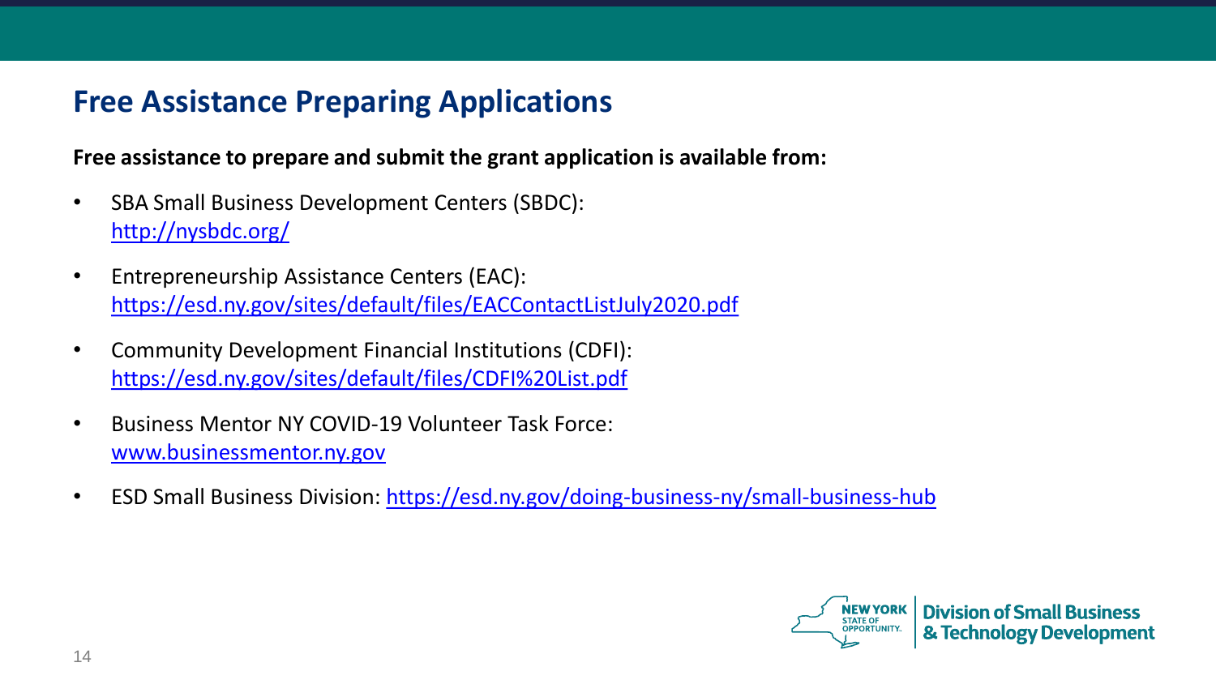## Free Assistance Preparing Applications

**Free assistance to prepare and submit the grant application is available from:**

- SBA Small Business Development Centers (SBDC):
  http://nysbdc.org/
- Entrepreneurship Assistance Centers (EAC):
  https://esd.ny.gov/sites/default/files/EACContactListJuly2020.pdf
- Community Development Financial Institutions (CDFI):
  https://esd.ny.gov/sites/default/files/CDFI%20List.pdf
- Business Mentor NY COVID-19 Volunteer Task Force:
  www.businessmentor.ny.gov
- ESD Small Business Division: https://esd.ny.gov/doing-business-ny/small-business-hub

NEW YORK STATE OF OPPORTUNITY. | Division of Small Business & Technology Development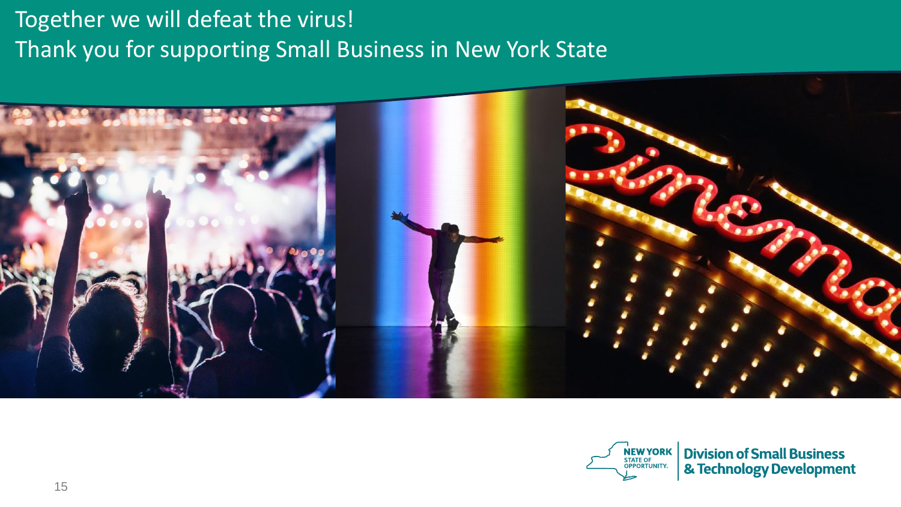# Together we will defeat the virus!
# Thank you for supporting Small Business in New York State

NEW YORK STATE OF OPPORTUNITY. | Division of Small Business & Technology Development